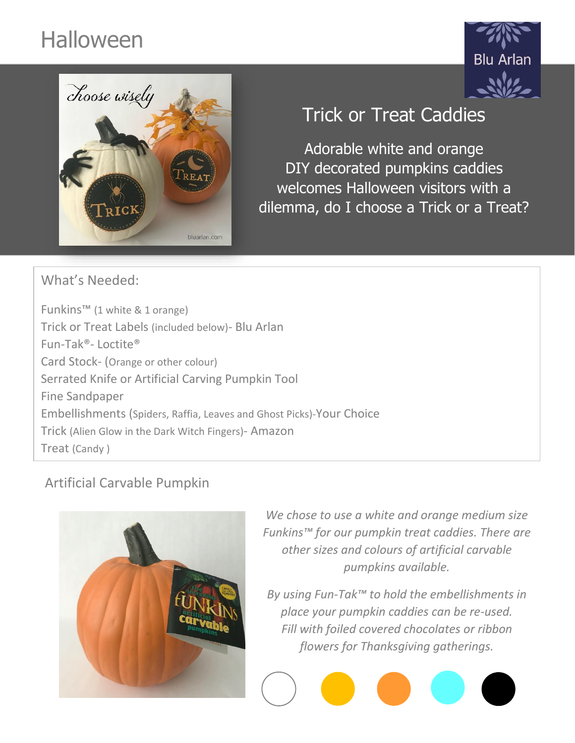# Halloween

Blu Arlan

## Trick or Treat Caddies

Adorable white and orange DIY decorated pumpkins caddies welcomes Halloween visitors with a dilemma, do I choose a Trick or a Treat?

### What's Needed:

Funkins™ (1 white & 1 orange)
Trick or Treat Labels (included below)- Blu Arlan
Fun-Tak®- Loctite®
Card Stock- (Orange or other colour)
Serrated Knife or Artificial Carving Pumpkin Tool
Fine Sandpaper
Embellishments (Spiders, Raffia, Leaves and Ghost Picks)-Your Choice
Trick (Alien Glow in the Dark Witch Fingers)- Amazon
Treat (Candy )

### Artificial Carvable Pumpkin

*We chose to use a white and orange medium size Funkins™ for our pumpkin treat caddies. There are other sizes and colours of artificial carvable pumpkins available.*

*By using Fun-Tak™ to hold the embellishments in place your pumpkin caddies can be re-used. Fill with foiled covered chocolates or ribbon flowers for Thanksgiving gatherings.*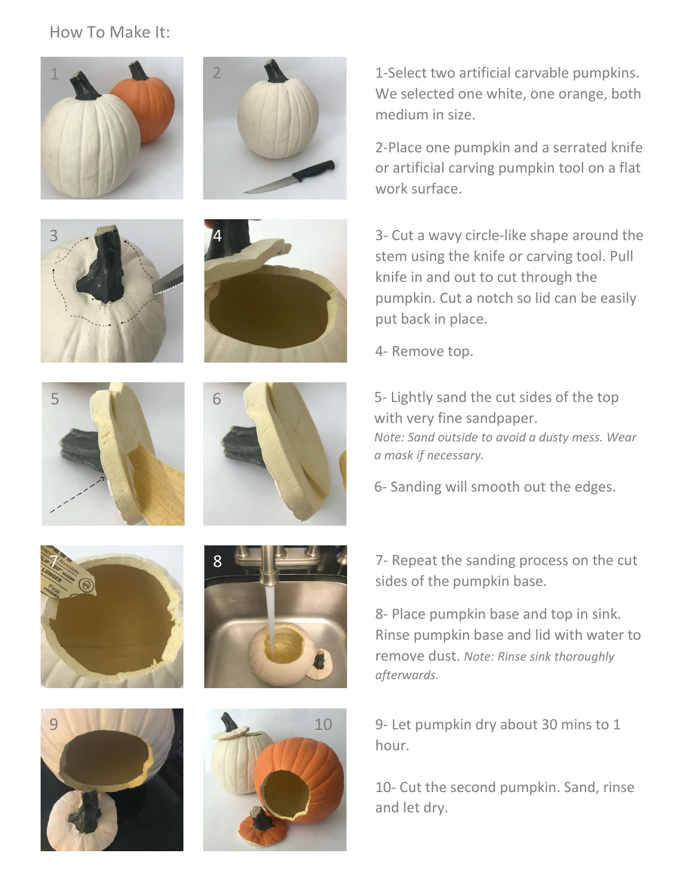How To Make It:

1-Select two artificial carvable pumpkins. We selected one white, one orange, both medium in size.

2-Place one pumpkin and a serrated knife or artificial carving pumpkin tool on a flat work surface.

3- Cut a wavy circle-like shape around the stem using the knife or carving tool. Pull knife in and out to cut through the pumpkin. Cut a notch so lid can be easily put back in place.

4- Remove top.

5- Lightly sand the cut sides of the top with very fine sandpaper.
*Note: Sand outside to avoid a dusty mess. Wear a mask if necessary.*

6- Sanding will smooth out the edges.

7- Repeat the sanding process on the cut sides of the pumpkin base.

8- Place pumpkin base and top in sink. Rinse pumpkin base and lid with water to remove dust. *Note: Rinse sink thoroughly afterwards.*

9- Let pumpkin dry about 30 mins to 1 hour.

10- Cut the second pumpkin. Sand, rinse and let dry.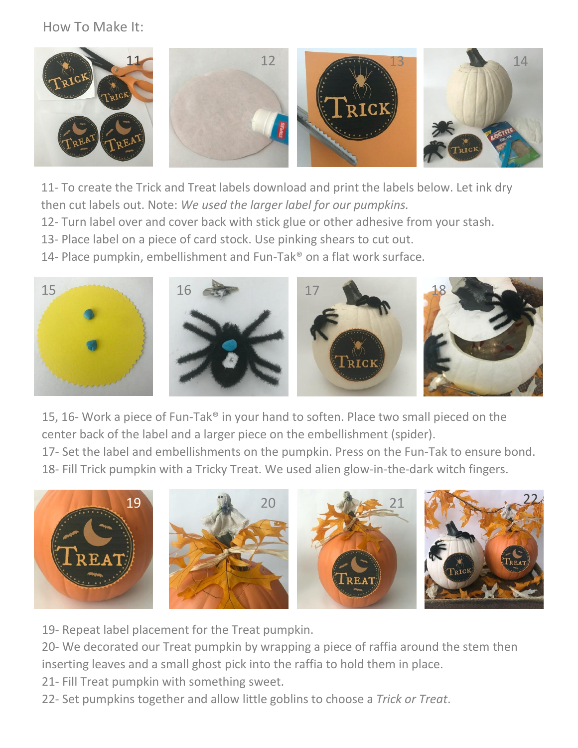How To Make It:

11- To create the Trick and Treat labels download and print the labels below. Let ink dry then cut labels out. Note: *We used the larger label for our pumpkins.*

12- Turn label over and cover back with stick glue or other adhesive from your stash.

13- Place label on a piece of card stock. Use pinking shears to cut out.

14- Place pumpkin, embellishment and Fun-Tak® on a flat work surface.

15, 16- Work a piece of Fun-Tak® in your hand to soften. Place two small pieced on the center back of the label and a larger piece on the embellishment (spider).

17- Set the label and embellishments on the pumpkin. Press on the Fun-Tak to ensure bond.

18- Fill Trick pumpkin with a Tricky Treat. We used alien glow-in-the-dark witch fingers.

19- Repeat label placement for the Treat pumpkin.

20- We decorated our Treat pumpkin by wrapping a piece of raffia around the stem then inserting leaves and a small ghost pick into the raffia to hold them in place.

21- Fill Treat pumpkin with something sweet.

22- Set pumpkins together and allow little goblins to choose a *Trick or Treat*.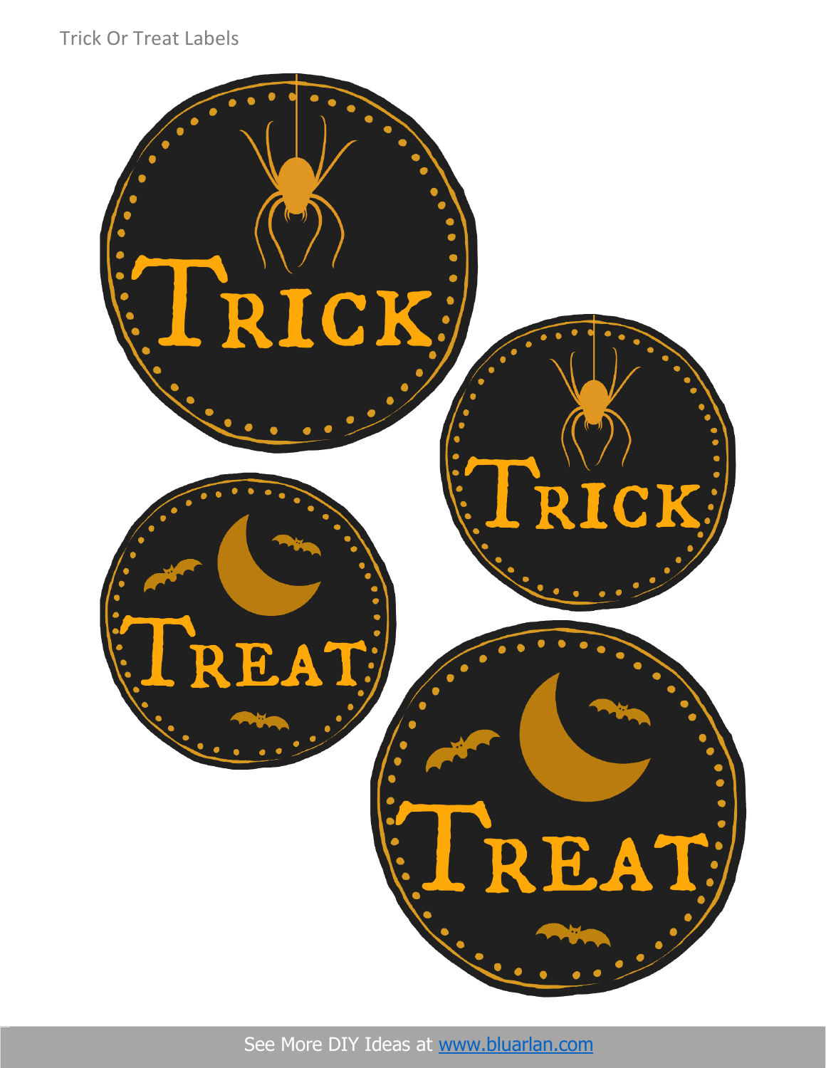Trick

Trick

Treat

Treat